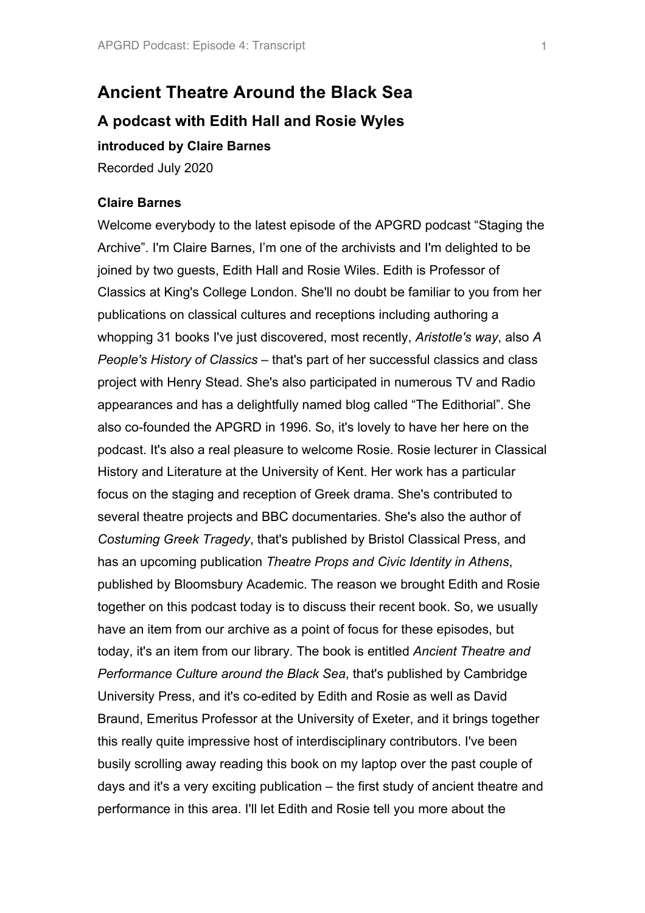# Ancient Theatre Around the Black Sea

## A podcast with Edith Hall and Rosie Wyles

### introduced by Claire Barnes

Recorded July 2020

**Claire Barnes**

Welcome everybody to the latest episode of the APGRD podcast "Staging the Archive". I'm Claire Barnes, I'm one of the archivists and I'm delighted to be joined by two guests, Edith Hall and Rosie Wiles. Edith is Professor of Classics at King's College London. She'll no doubt be familiar to you from her publications on classical cultures and receptions including authoring a whopping 31 books I've just discovered, most recently, *Aristotle's way*, also *A People's History of Classics* – that's part of her successful classics and class project with Henry Stead. She's also participated in numerous TV and Radio appearances and has a delightfully named blog called "The Edithorial". She also co-founded the APGRD in 1996. So, it's lovely to have her here on the podcast. It's also a real pleasure to welcome Rosie. Rosie lecturer in Classical History and Literature at the University of Kent. Her work has a particular focus on the staging and reception of Greek drama. She's contributed to several theatre projects and BBC documentaries. She's also the author of *Costuming Greek Tragedy*, that's published by Bristol Classical Press, and has an upcoming publication *Theatre Props and Civic Identity in Athens*, published by Bloomsbury Academic. The reason we brought Edith and Rosie together on this podcast today is to discuss their recent book. So, we usually have an item from our archive as a point of focus for these episodes, but today, it's an item from our library. The book is entitled *Ancient Theatre and Performance Culture around the Black Sea*, that's published by Cambridge University Press, and it's co-edited by Edith and Rosie as well as David Braund, Emeritus Professor at the University of Exeter, and it brings together this really quite impressive host of interdisciplinary contributors. I've been busily scrolling away reading this book on my laptop over the past couple of days and it's a very exciting publication – the first study of ancient theatre and performance in this area. I'll let Edith and Rosie tell you more about the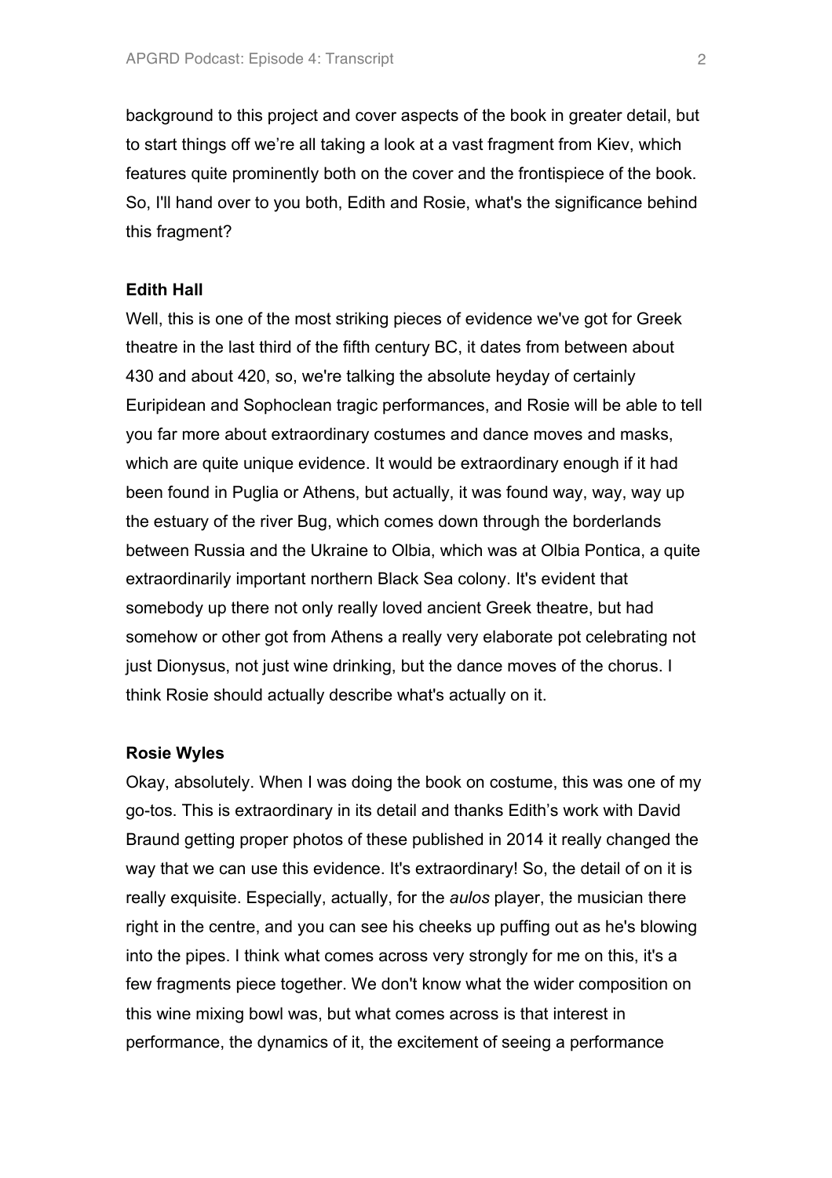background to this project and cover aspects of the book in greater detail, but to start things off we're all taking a look at a vast fragment from Kiev, which features quite prominently both on the cover and the frontispiece of the book. So, I'll hand over to you both, Edith and Rosie, what's the significance behind this fragment?

**Edith Hall**

Well, this is one of the most striking pieces of evidence we've got for Greek theatre in the last third of the fifth century BC, it dates from between about 430 and about 420, so, we're talking the absolute heyday of certainly Euripidean and Sophoclean tragic performances, and Rosie will be able to tell you far more about extraordinary costumes and dance moves and masks, which are quite unique evidence. It would be extraordinary enough if it had been found in Puglia or Athens, but actually, it was found way, way, way up the estuary of the river Bug, which comes down through the borderlands between Russia and the Ukraine to Olbia, which was at Olbia Pontica, a quite extraordinarily important northern Black Sea colony. It's evident that somebody up there not only really loved ancient Greek theatre, but had somehow or other got from Athens a really very elaborate pot celebrating not just Dionysus, not just wine drinking, but the dance moves of the chorus. I think Rosie should actually describe what's actually on it.

**Rosie Wyles**

Okay, absolutely. When I was doing the book on costume, this was one of my go-tos. This is extraordinary in its detail and thanks Edith's work with David Braund getting proper photos of these published in 2014 it really changed the way that we can use this evidence. It's extraordinary! So, the detail of on it is really exquisite. Especially, actually, for the *aulos* player, the musician there right in the centre, and you can see his cheeks up puffing out as he's blowing into the pipes. I think what comes across very strongly for me on this, it's a few fragments piece together. We don't know what the wider composition on this wine mixing bowl was, but what comes across is that interest in performance, the dynamics of it, the excitement of seeing a performance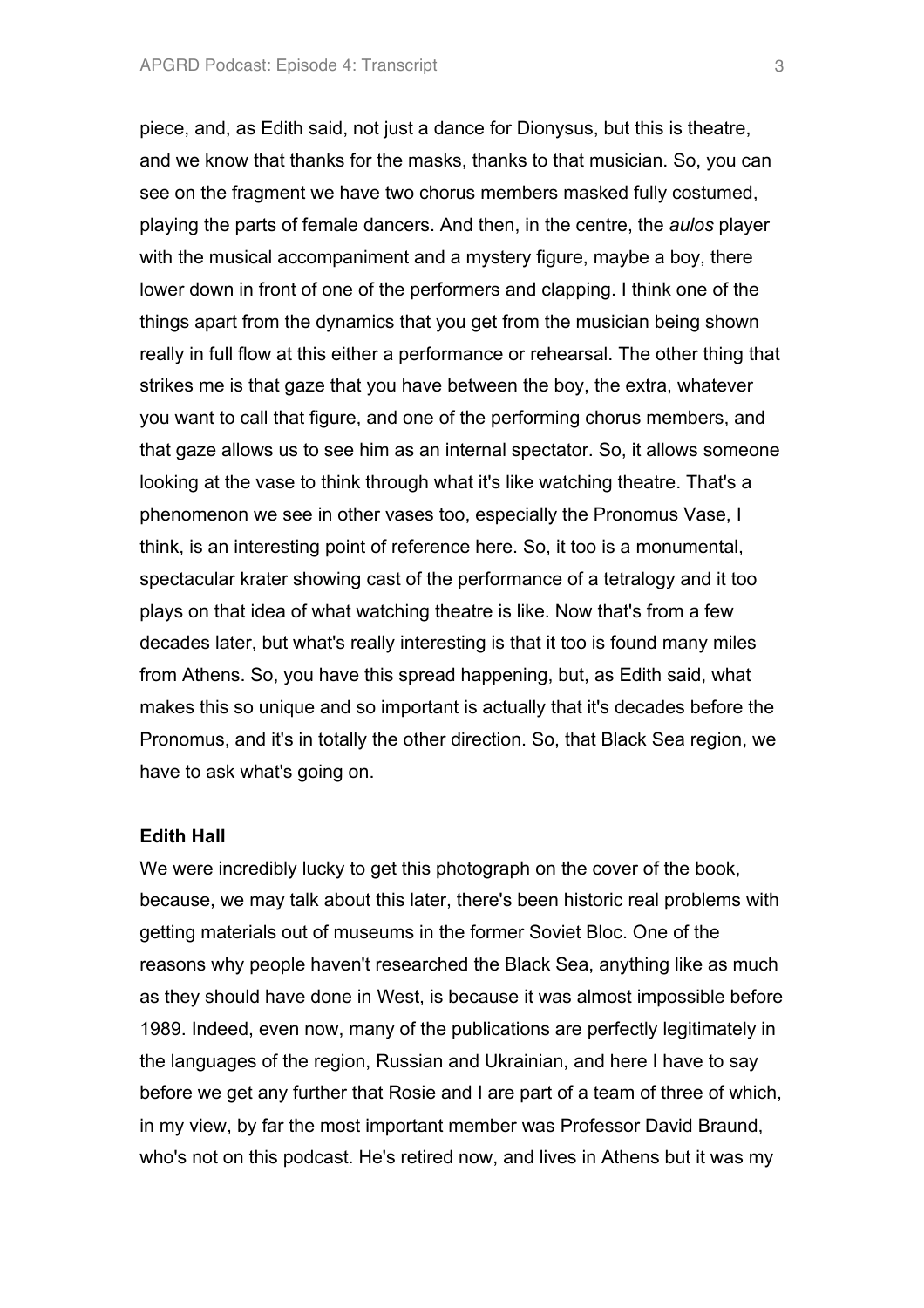piece, and, as Edith said, not just a dance for Dionysus, but this is theatre, and we know that thanks for the masks, thanks to that musician. So, you can see on the fragment we have two chorus members masked fully costumed, playing the parts of female dancers. And then, in the centre, the *aulos* player with the musical accompaniment and a mystery figure, maybe a boy, there lower down in front of one of the performers and clapping. I think one of the things apart from the dynamics that you get from the musician being shown really in full flow at this either a performance or rehearsal. The other thing that strikes me is that gaze that you have between the boy, the extra, whatever you want to call that figure, and one of the performing chorus members, and that gaze allows us to see him as an internal spectator. So, it allows someone looking at the vase to think through what it's like watching theatre. That's a phenomenon we see in other vases too, especially the Pronomus Vase, I think, is an interesting point of reference here. So, it too is a monumental, spectacular krater showing cast of the performance of a tetralogy and it too plays on that idea of what watching theatre is like. Now that's from a few decades later, but what's really interesting is that it too is found many miles from Athens. So, you have this spread happening, but, as Edith said, what makes this so unique and so important is actually that it's decades before the Pronomus, and it's in totally the other direction. So, that Black Sea region, we have to ask what's going on.

**Edith Hall**

We were incredibly lucky to get this photograph on the cover of the book, because, we may talk about this later, there's been historic real problems with getting materials out of museums in the former Soviet Bloc. One of the reasons why people haven't researched the Black Sea, anything like as much as they should have done in West, is because it was almost impossible before 1989. Indeed, even now, many of the publications are perfectly legitimately in the languages of the region, Russian and Ukrainian, and here I have to say before we get any further that Rosie and I are part of a team of three of which, in my view, by far the most important member was Professor David Braund, who's not on this podcast. He's retired now, and lives in Athens but it was my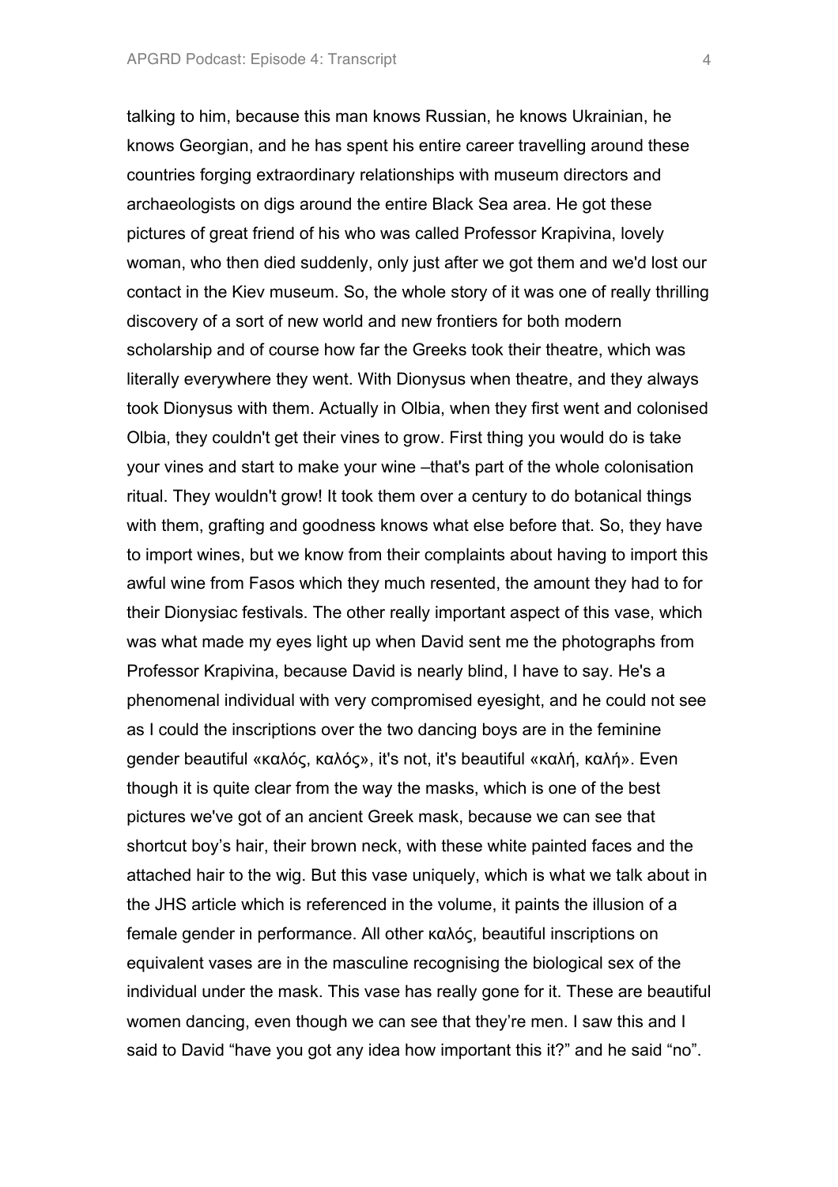talking to him, because this man knows Russian, he knows Ukrainian, he knows Georgian, and he has spent his entire career travelling around these countries forging extraordinary relationships with museum directors and archaeologists on digs around the entire Black Sea area. He got these pictures of great friend of his who was called Professor Krapivina, lovely woman, who then died suddenly, only just after we got them and we'd lost our contact in the Kiev museum. So, the whole story of it was one of really thrilling discovery of a sort of new world and new frontiers for both modern scholarship and of course how far the Greeks took their theatre, which was literally everywhere they went. With Dionysus when theatre, and they always took Dionysus with them. Actually in Olbia, when they first went and colonised Olbia, they couldn't get their vines to grow. First thing you would do is take your vines and start to make your wine –that's part of the whole colonisation ritual. They wouldn't grow! It took them over a century to do botanical things with them, grafting and goodness knows what else before that. So, they have to import wines, but we know from their complaints about having to import this awful wine from Fasos which they much resented, the amount they had to for their Dionysiac festivals. The other really important aspect of this vase, which was what made my eyes light up when David sent me the photographs from Professor Krapivina, because David is nearly blind, I have to say. He's a phenomenal individual with very compromised eyesight, and he could not see as I could the inscriptions over the two dancing boys are in the feminine gender beautiful «καλός, καλός», it's not, it's beautiful «καλή, καλή». Even though it is quite clear from the way the masks, which is one of the best pictures we've got of an ancient Greek mask, because we can see that shortcut boy's hair, their brown neck, with these white painted faces and the attached hair to the wig. But this vase uniquely, which is what we talk about in the JHS article which is referenced in the volume, it paints the illusion of a female gender in performance. All other καλός, beautiful inscriptions on equivalent vases are in the masculine recognising the biological sex of the individual under the mask. This vase has really gone for it. These are beautiful women dancing, even though we can see that they're men. I saw this and I said to David "have you got any idea how important this it?" and he said "no".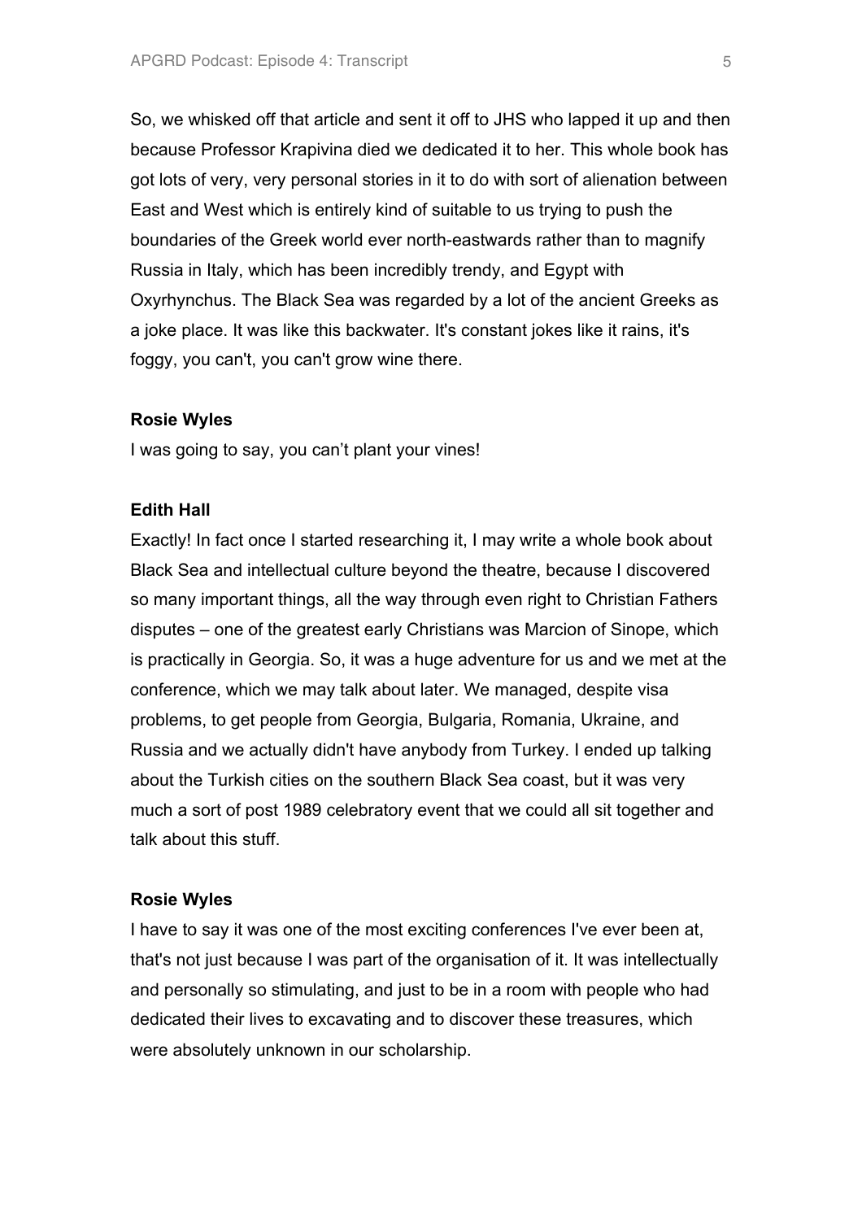So, we whisked off that article and sent it off to JHS who lapped it up and then because Professor Krapivina died we dedicated it to her. This whole book has got lots of very, very personal stories in it to do with sort of alienation between East and West which is entirely kind of suitable to us trying to push the boundaries of the Greek world ever north-eastwards rather than to magnify Russia in Italy, which has been incredibly trendy, and Egypt with Oxyrhynchus. The Black Sea was regarded by a lot of the ancient Greeks as a joke place. It was like this backwater. It's constant jokes like it rains, it's foggy, you can't, you can't grow wine there.

**Rosie Wyles**

I was going to say, you can't plant your vines!

**Edith Hall**

Exactly! In fact once I started researching it, I may write a whole book about Black Sea and intellectual culture beyond the theatre, because I discovered so many important things, all the way through even right to Christian Fathers disputes – one of the greatest early Christians was Marcion of Sinope, which is practically in Georgia. So, it was a huge adventure for us and we met at the conference, which we may talk about later. We managed, despite visa problems, to get people from Georgia, Bulgaria, Romania, Ukraine, and Russia and we actually didn't have anybody from Turkey. I ended up talking about the Turkish cities on the southern Black Sea coast, but it was very much a sort of post 1989 celebratory event that we could all sit together and talk about this stuff.

**Rosie Wyles**

I have to say it was one of the most exciting conferences I've ever been at, that's not just because I was part of the organisation of it. It was intellectually and personally so stimulating, and just to be in a room with people who had dedicated their lives to excavating and to discover these treasures, which were absolutely unknown in our scholarship.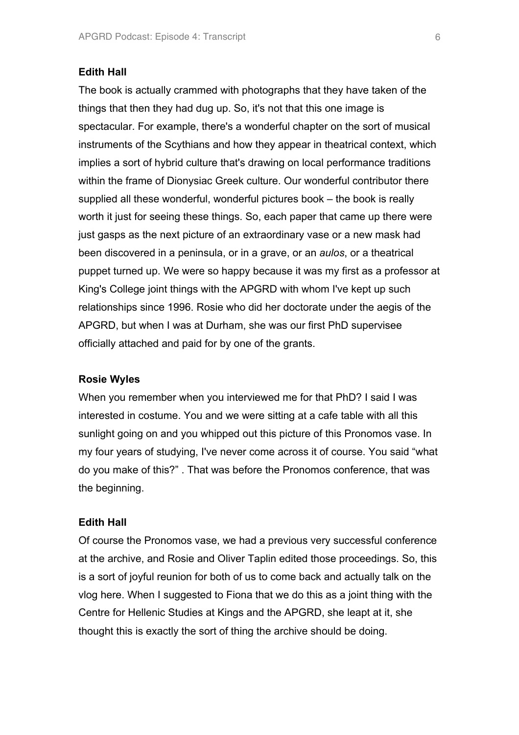**Edith Hall**

The book is actually crammed with photographs that they have taken of the things that then they had dug up. So, it's not that this one image is spectacular. For example, there's a wonderful chapter on the sort of musical instruments of the Scythians and how they appear in theatrical context, which implies a sort of hybrid culture that's drawing on local performance traditions within the frame of Dionysiac Greek culture. Our wonderful contributor there supplied all these wonderful, wonderful pictures book – the book is really worth it just for seeing these things. So, each paper that came up there were just gasps as the next picture of an extraordinary vase or a new mask had been discovered in a peninsula, or in a grave, or an *aulos*, or a theatrical puppet turned up. We were so happy because it was my first as a professor at King's College joint things with the APGRD with whom I've kept up such relationships since 1996. Rosie who did her doctorate under the aegis of the APGRD, but when I was at Durham, she was our first PhD supervisee officially attached and paid for by one of the grants.

**Rosie Wyles**

When you remember when you interviewed me for that PhD? I said I was interested in costume. You and we were sitting at a cafe table with all this sunlight going on and you whipped out this picture of this Pronomos vase. In my four years of studying, I've never come across it of course. You said "what do you make of this?" . That was before the Pronomos conference, that was the beginning.

**Edith Hall**

Of course the Pronomos vase, we had a previous very successful conference at the archive, and Rosie and Oliver Taplin edited those proceedings. So, this is a sort of joyful reunion for both of us to come back and actually talk on the vlog here. When I suggested to Fiona that we do this as a joint thing with the Centre for Hellenic Studies at Kings and the APGRD, she leapt at it, she thought this is exactly the sort of thing the archive should be doing.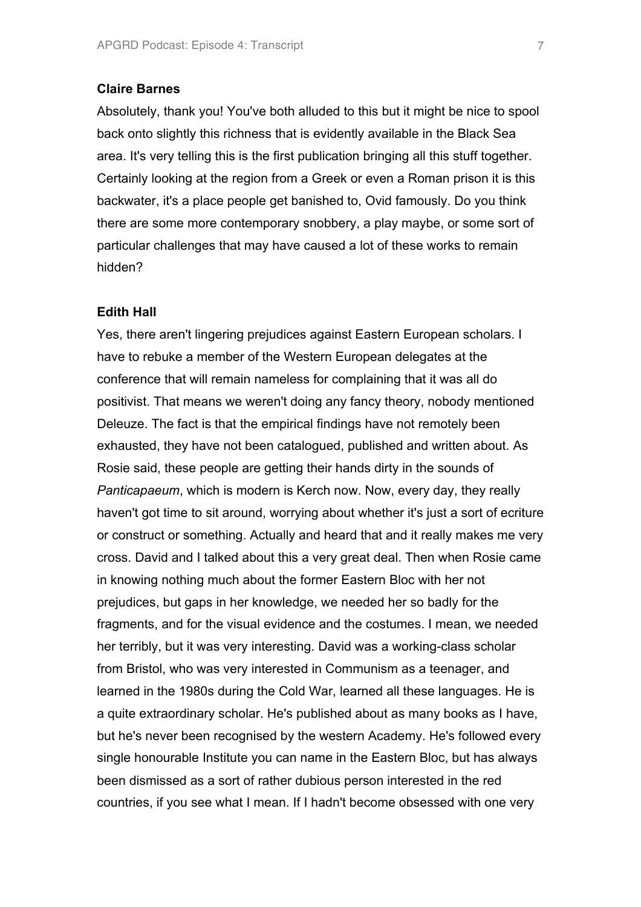**Claire Barnes**

Absolutely, thank you! You've both alluded to this but it might be nice to spool back onto slightly this richness that is evidently available in the Black Sea area. It's very telling this is the first publication bringing all this stuff together. Certainly looking at the region from a Greek or even a Roman prison it is this backwater, it's a place people get banished to, Ovid famously. Do you think there are some more contemporary snobbery, a play maybe, or some sort of particular challenges that may have caused a lot of these works to remain hidden?

**Edith Hall**

Yes, there aren't lingering prejudices against Eastern European scholars. I have to rebuke a member of the Western European delegates at the conference that will remain nameless for complaining that it was all do positivist. That means we weren't doing any fancy theory, nobody mentioned Deleuze. The fact is that the empirical findings have not remotely been exhausted, they have not been catalogued, published and written about. As Rosie said, these people are getting their hands dirty in the sounds of *Panticapaeum*, which is modern is Kerch now. Now, every day, they really haven't got time to sit around, worrying about whether it's just a sort of ecriture or construct or something. Actually and heard that and it really makes me very cross. David and I talked about this a very great deal. Then when Rosie came in knowing nothing much about the former Eastern Bloc with her not prejudices, but gaps in her knowledge, we needed her so badly for the fragments, and for the visual evidence and the costumes. I mean, we needed her terribly, but it was very interesting. David was a working-class scholar from Bristol, who was very interested in Communism as a teenager, and learned in the 1980s during the Cold War, learned all these languages. He is a quite extraordinary scholar. He's published about as many books as I have, but he's never been recognised by the western Academy. He's followed every single honourable Institute you can name in the Eastern Bloc, but has always been dismissed as a sort of rather dubious person interested in the red countries, if you see what I mean. If I hadn't become obsessed with one very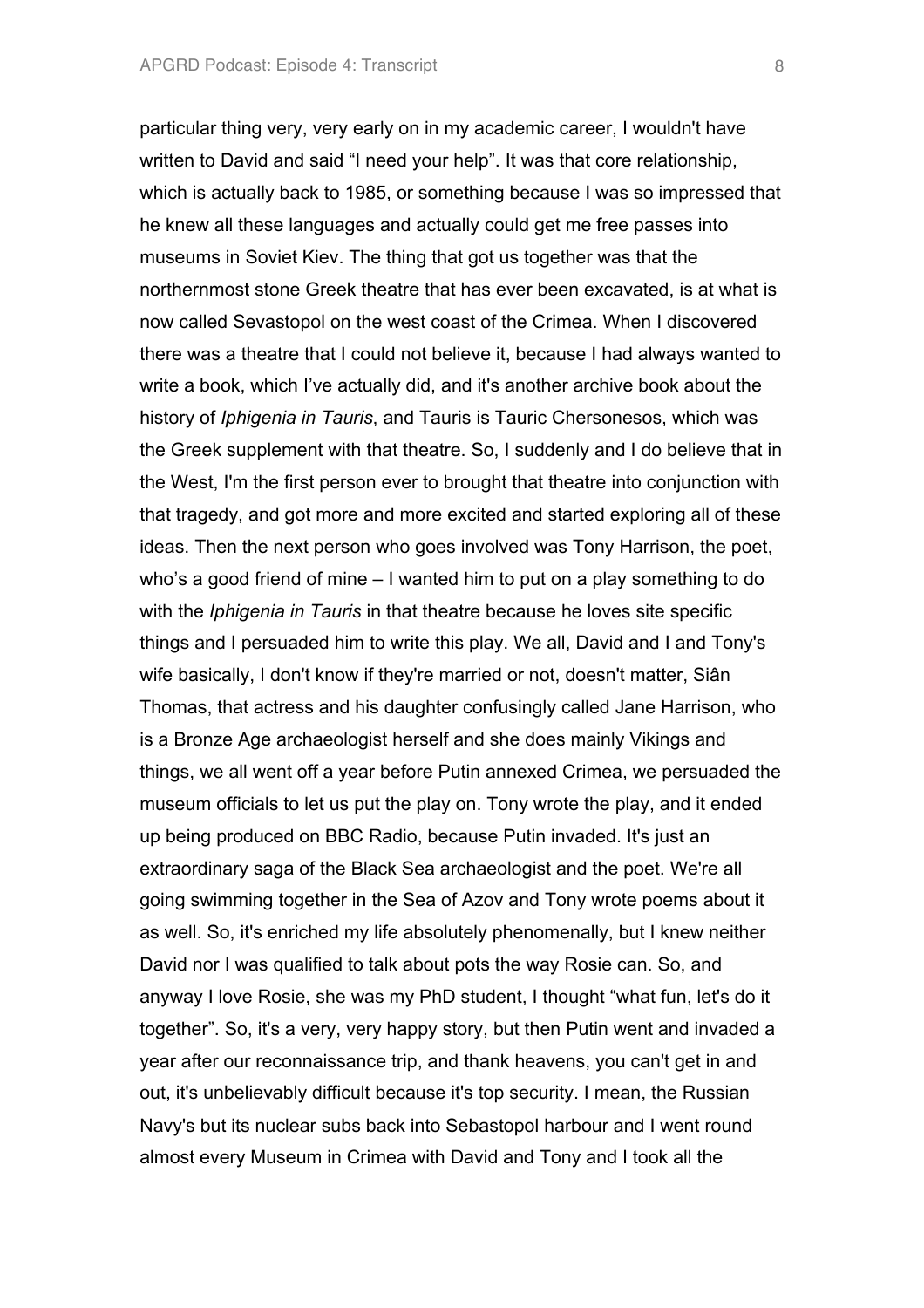particular thing very, very early on in my academic career, I wouldn't have written to David and said "I need your help". It was that core relationship, which is actually back to 1985, or something because I was so impressed that he knew all these languages and actually could get me free passes into museums in Soviet Kiev. The thing that got us together was that the northernmost stone Greek theatre that has ever been excavated, is at what is now called Sevastopol on the west coast of the Crimea. When I discovered there was a theatre that I could not believe it, because I had always wanted to write a book, which I've actually did, and it's another archive book about the history of *Iphigenia in Tauris*, and Tauris is Tauric Chersonesos, which was the Greek supplement with that theatre. So, I suddenly and I do believe that in the West, I'm the first person ever to brought that theatre into conjunction with that tragedy, and got more and more excited and started exploring all of these ideas. Then the next person who goes involved was Tony Harrison, the poet, who's a good friend of mine – I wanted him to put on a play something to do with the *Iphigenia in Tauris* in that theatre because he loves site specific things and I persuaded him to write this play. We all, David and I and Tony's wife basically, I don't know if they're married or not, doesn't matter, Siân Thomas, that actress and his daughter confusingly called Jane Harrison, who is a Bronze Age archaeologist herself and she does mainly Vikings and things, we all went off a year before Putin annexed Crimea, we persuaded the museum officials to let us put the play on. Tony wrote the play, and it ended up being produced on BBC Radio, because Putin invaded. It's just an extraordinary saga of the Black Sea archaeologist and the poet. We're all going swimming together in the Sea of Azov and Tony wrote poems about it as well. So, it's enriched my life absolutely phenomenally, but I knew neither David nor I was qualified to talk about pots the way Rosie can. So, and anyway I love Rosie, she was my PhD student, I thought "what fun, let's do it together". So, it's a very, very happy story, but then Putin went and invaded a year after our reconnaissance trip, and thank heavens, you can't get in and out, it's unbelievably difficult because it's top security. I mean, the Russian Navy's but its nuclear subs back into Sebastopol harbour and I went round almost every Museum in Crimea with David and Tony and I took all the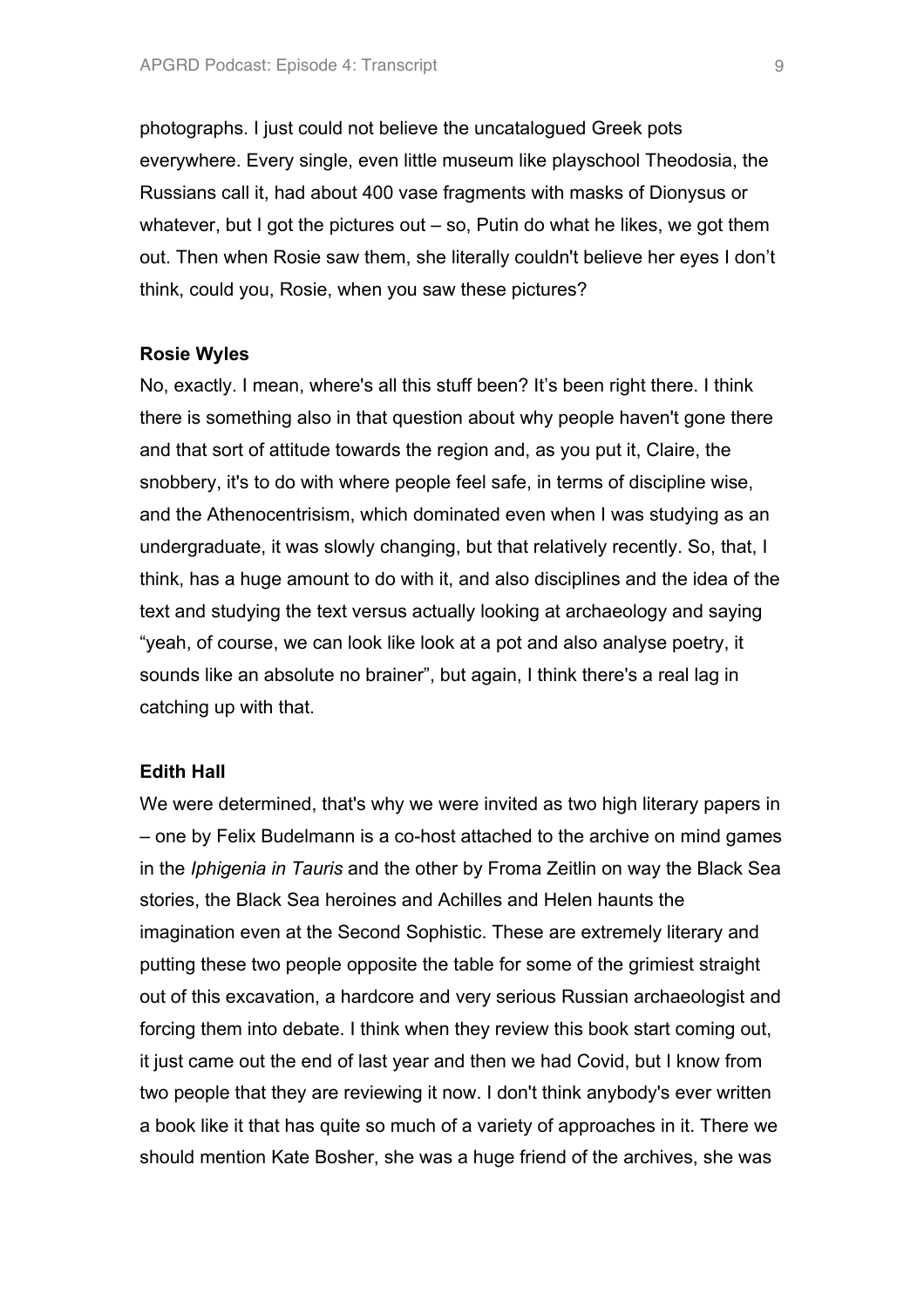photographs. I just could not believe the uncatalogued Greek pots everywhere. Every single, even little museum like playschool Theodosia, the Russians call it, had about 400 vase fragments with masks of Dionysus or whatever, but I got the pictures out – so, Putin do what he likes, we got them out. Then when Rosie saw them, she literally couldn't believe her eyes I don't think, could you, Rosie, when you saw these pictures?

**Rosie Wyles**

No, exactly. I mean, where's all this stuff been? It's been right there. I think there is something also in that question about why people haven't gone there and that sort of attitude towards the region and, as you put it, Claire, the snobbery, it's to do with where people feel safe, in terms of discipline wise, and the Athenocentrisism, which dominated even when I was studying as an undergraduate, it was slowly changing, but that relatively recently. So, that, I think, has a huge amount to do with it, and also disciplines and the idea of the text and studying the text versus actually looking at archaeology and saying "yeah, of course, we can look like look at a pot and also analyse poetry, it sounds like an absolute no brainer", but again, I think there's a real lag in catching up with that.

**Edith Hall**

We were determined, that's why we were invited as two high literary papers in – one by Felix Budelmann is a co-host attached to the archive on mind games in the *Iphigenia in Tauris* and the other by Froma Zeitlin on way the Black Sea stories, the Black Sea heroines and Achilles and Helen haunts the imagination even at the Second Sophistic. These are extremely literary and putting these two people opposite the table for some of the grimiest straight out of this excavation, a hardcore and very serious Russian archaeologist and forcing them into debate. I think when they review this book start coming out, it just came out the end of last year and then we had Covid, but I know from two people that they are reviewing it now. I don't think anybody's ever written a book like it that has quite so much of a variety of approaches in it. There we should mention Kate Bosher, she was a huge friend of the archives, she was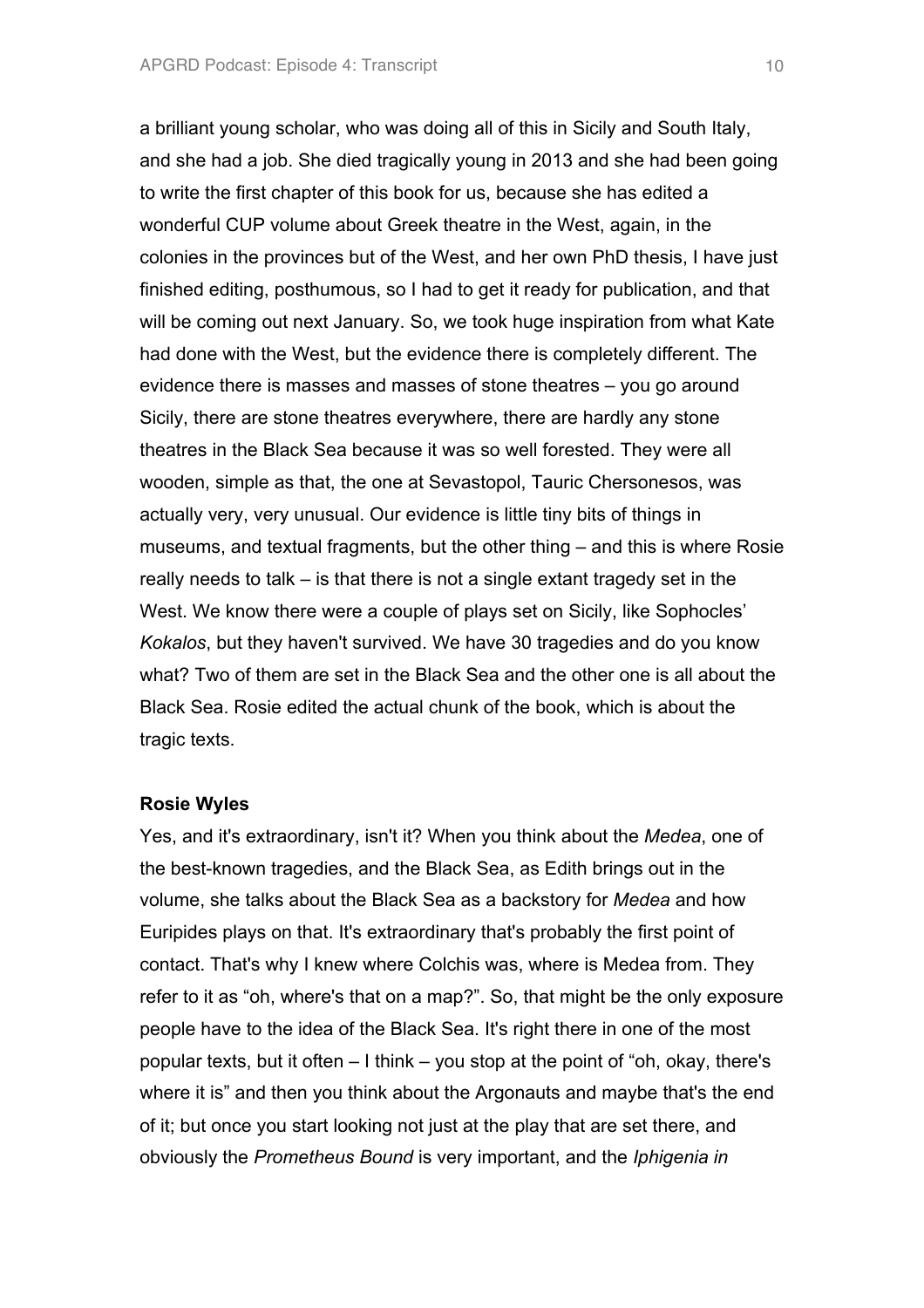a brilliant young scholar, who was doing all of this in Sicily and South Italy, and she had a job. She died tragically young in 2013 and she had been going to write the first chapter of this book for us, because she has edited a wonderful CUP volume about Greek theatre in the West, again, in the colonies in the provinces but of the West, and her own PhD thesis, I have just finished editing, posthumous, so I had to get it ready for publication, and that will be coming out next January. So, we took huge inspiration from what Kate had done with the West, but the evidence there is completely different. The evidence there is masses and masses of stone theatres – you go around Sicily, there are stone theatres everywhere, there are hardly any stone theatres in the Black Sea because it was so well forested. They were all wooden, simple as that, the one at Sevastopol, Tauric Chersonesos, was actually very, very unusual. Our evidence is little tiny bits of things in museums, and textual fragments, but the other thing – and this is where Rosie really needs to talk – is that there is not a single extant tragedy set in the West. We know there were a couple of plays set on Sicily, like Sophocles' *Kokalos*, but they haven't survived. We have 30 tragedies and do you know what? Two of them are set in the Black Sea and the other one is all about the Black Sea. Rosie edited the actual chunk of the book, which is about the tragic texts.

**Rosie Wyles**

Yes, and it's extraordinary, isn't it? When you think about the *Medea*, one of the best-known tragedies, and the Black Sea, as Edith brings out in the volume, she talks about the Black Sea as a backstory for *Medea* and how Euripides plays on that. It's extraordinary that's probably the first point of contact. That's why I knew where Colchis was, where is Medea from. They refer to it as "oh, where's that on a map?". So, that might be the only exposure people have to the idea of the Black Sea. It's right there in one of the most popular texts, but it often – I think – you stop at the point of "oh, okay, there's where it is" and then you think about the Argonauts and maybe that's the end of it; but once you start looking not just at the play that are set there, and obviously the *Prometheus Bound* is very important, and the *Iphigenia in*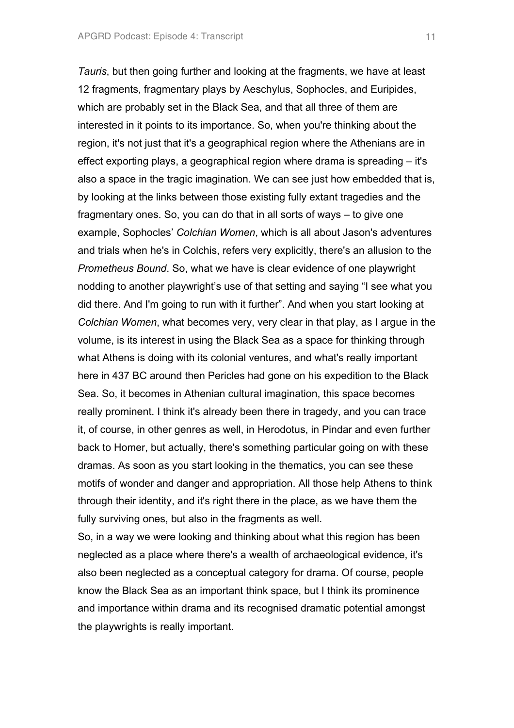*Tauris*, but then going further and looking at the fragments, we have at least 12 fragments, fragmentary plays by Aeschylus, Sophocles, and Euripides, which are probably set in the Black Sea, and that all three of them are interested in it points to its importance. So, when you're thinking about the region, it's not just that it's a geographical region where the Athenians are in effect exporting plays, a geographical region where drama is spreading – it's also a space in the tragic imagination. We can see just how embedded that is, by looking at the links between those existing fully extant tragedies and the fragmentary ones. So, you can do that in all sorts of ways – to give one example, Sophocles' *Colchian Women*, which is all about Jason's adventures and trials when he's in Colchis, refers very explicitly, there's an allusion to the *Prometheus Bound*. So, what we have is clear evidence of one playwright nodding to another playwright's use of that setting and saying "I see what you did there. And I'm going to run with it further". And when you start looking at *Colchian Women*, what becomes very, very clear in that play, as I argue in the volume, is its interest in using the Black Sea as a space for thinking through what Athens is doing with its colonial ventures, and what's really important here in 437 BC around then Pericles had gone on his expedition to the Black Sea. So, it becomes in Athenian cultural imagination, this space becomes really prominent. I think it's already been there in tragedy, and you can trace it, of course, in other genres as well, in Herodotus, in Pindar and even further back to Homer, but actually, there's something particular going on with these dramas. As soon as you start looking in the thematics, you can see these motifs of wonder and danger and appropriation. All those help Athens to think through their identity, and it's right there in the place, as we have them the fully surviving ones, but also in the fragments as well.

So, in a way we were looking and thinking about what this region has been neglected as a place where there's a wealth of archaeological evidence, it's also been neglected as a conceptual category for drama. Of course, people know the Black Sea as an important think space, but I think its prominence and importance within drama and its recognised dramatic potential amongst the playwrights is really important.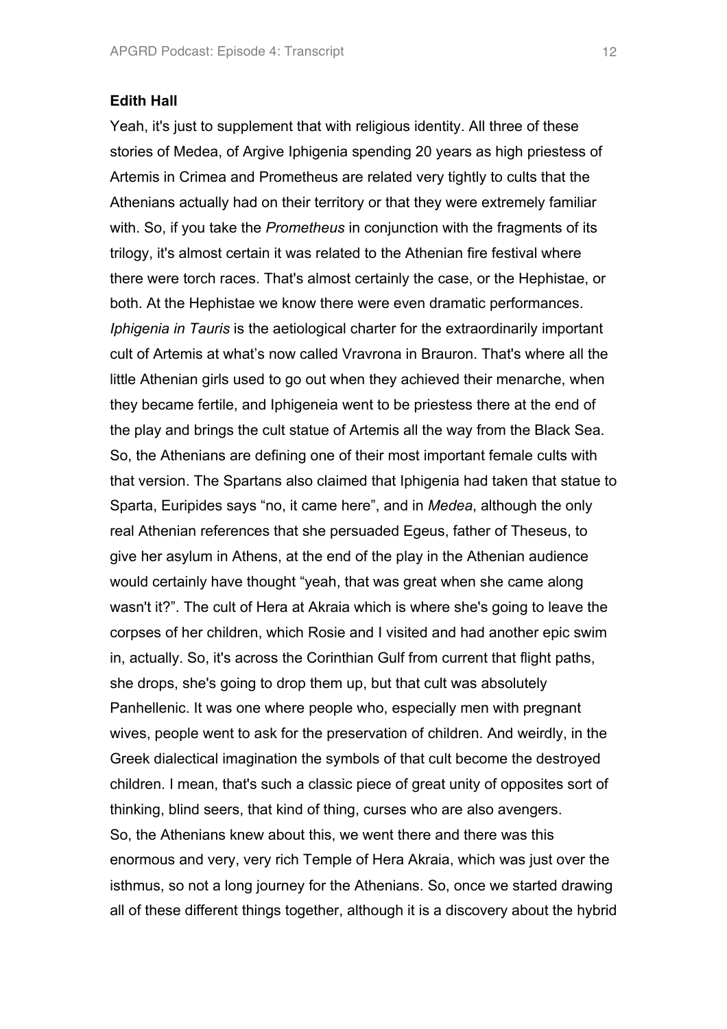**Edith Hall**

Yeah, it's just to supplement that with religious identity. All three of these stories of Medea, of Argive Iphigenia spending 20 years as high priestess of Artemis in Crimea and Prometheus are related very tightly to cults that the Athenians actually had on their territory or that they were extremely familiar with. So, if you take the *Prometheus* in conjunction with the fragments of its trilogy, it's almost certain it was related to the Athenian fire festival where there were torch races. That's almost certainly the case, or the Hephistae, or both. At the Hephistae we know there were even dramatic performances. *Iphigenia in Tauris* is the aetiological charter for the extraordinarily important cult of Artemis at what's now called Vravrona in Brauron. That's where all the little Athenian girls used to go out when they achieved their menarche, when they became fertile, and Iphigeneia went to be priestess there at the end of the play and brings the cult statue of Artemis all the way from the Black Sea. So, the Athenians are defining one of their most important female cults with that version. The Spartans also claimed that Iphigenia had taken that statue to Sparta, Euripides says "no, it came here", and in *Medea*, although the only real Athenian references that she persuaded Egeus, father of Theseus, to give her asylum in Athens, at the end of the play in the Athenian audience would certainly have thought "yeah, that was great when she came along wasn't it?". The cult of Hera at Akraia which is where she's going to leave the corpses of her children, which Rosie and I visited and had another epic swim in, actually. So, it's across the Corinthian Gulf from current that flight paths, she drops, she's going to drop them up, but that cult was absolutely Panhellenic. It was one where people who, especially men with pregnant wives, people went to ask for the preservation of children. And weirdly, in the Greek dialectical imagination the symbols of that cult become the destroyed children. I mean, that's such a classic piece of great unity of opposites sort of thinking, blind seers, that kind of thing, curses who are also avengers.
So, the Athenians knew about this, we went there and there was this enormous and very, very rich Temple of Hera Akraia, which was just over the isthmus, so not a long journey for the Athenians. So, once we started drawing all of these different things together, although it is a discovery about the hybrid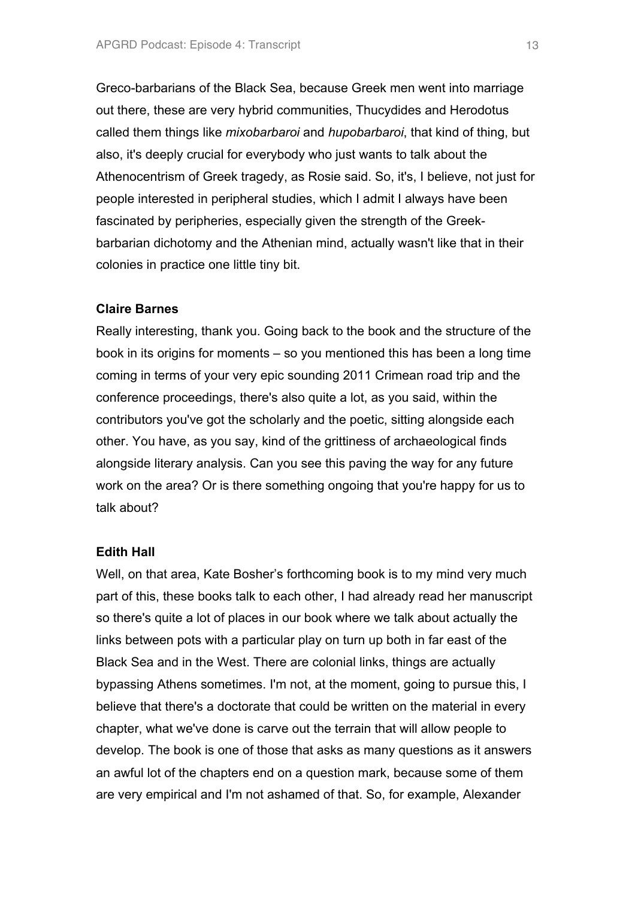Greco-barbarians of the Black Sea, because Greek men went into marriage out there, these are very hybrid communities, Thucydides and Herodotus called them things like *mixobarbaroi* and *hupobarbaroi*, that kind of thing, but also, it's deeply crucial for everybody who just wants to talk about the Athenocentrism of Greek tragedy, as Rosie said. So, it's, I believe, not just for people interested in peripheral studies, which I admit I always have been fascinated by peripheries, especially given the strength of the Greek-barbarian dichotomy and the Athenian mind, actually wasn't like that in their colonies in practice one little tiny bit.

**Claire Barnes**

Really interesting, thank you. Going back to the book and the structure of the book in its origins for moments – so you mentioned this has been a long time coming in terms of your very epic sounding 2011 Crimean road trip and the conference proceedings, there's also quite a lot, as you said, within the contributors you've got the scholarly and the poetic, sitting alongside each other. You have, as you say, kind of the grittiness of archaeological finds alongside literary analysis. Can you see this paving the way for any future work on the area? Or is there something ongoing that you're happy for us to talk about?

**Edith Hall**

Well, on that area, Kate Bosher's forthcoming book is to my mind very much part of this, these books talk to each other, I had already read her manuscript so there's quite a lot of places in our book where we talk about actually the links between pots with a particular play on turn up both in far east of the Black Sea and in the West. There are colonial links, things are actually bypassing Athens sometimes. I'm not, at the moment, going to pursue this, I believe that there's a doctorate that could be written on the material in every chapter, what we've done is carve out the terrain that will allow people to develop. The book is one of those that asks as many questions as it answers an awful lot of the chapters end on a question mark, because some of them are very empirical and I'm not ashamed of that. So, for example, Alexander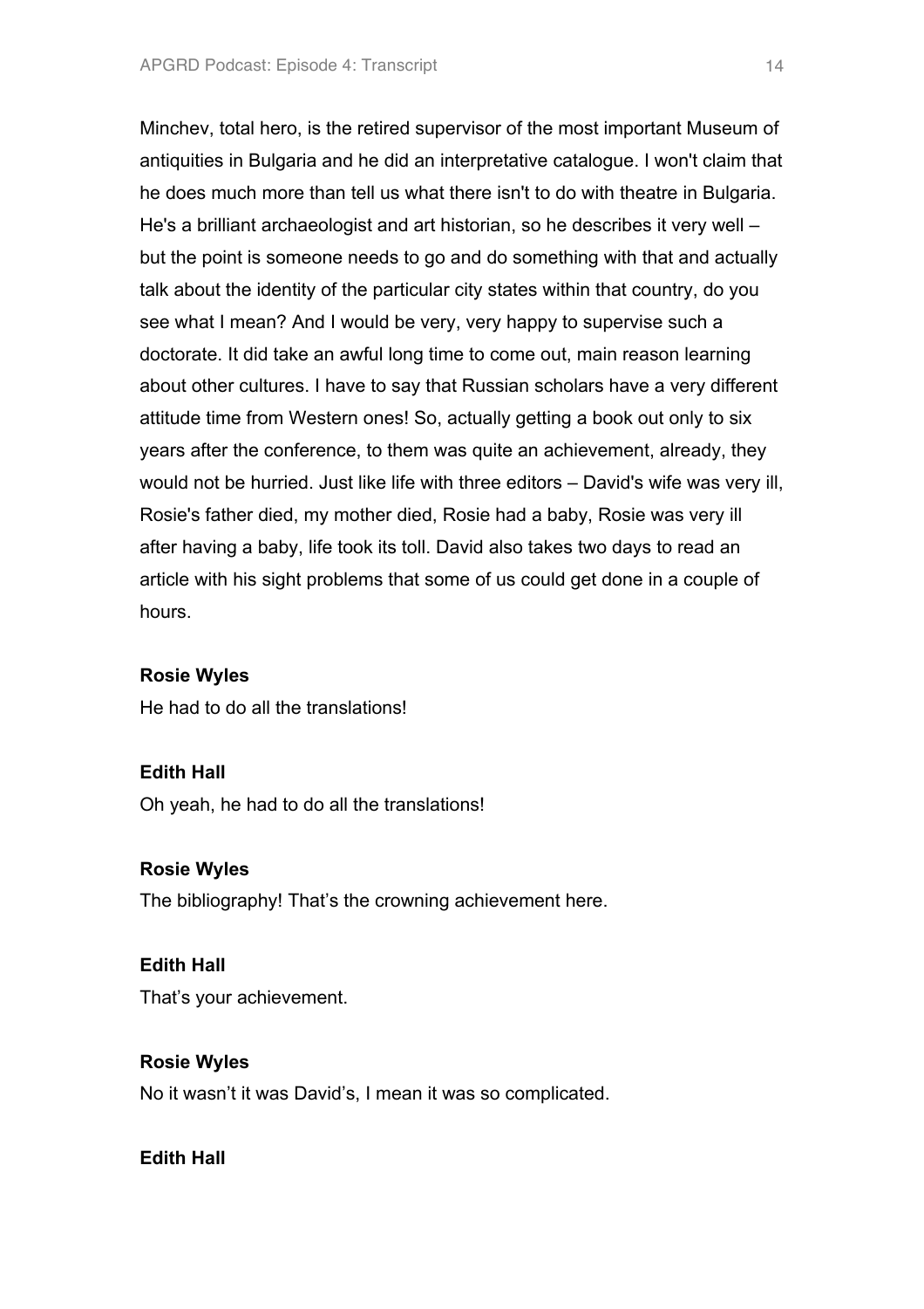Minchev, total hero, is the retired supervisor of the most important Museum of antiquities in Bulgaria and he did an interpretative catalogue. I won't claim that he does much more than tell us what there isn't to do with theatre in Bulgaria. He's a brilliant archaeologist and art historian, so he describes it very well – but the point is someone needs to go and do something with that and actually talk about the identity of the particular city states within that country, do you see what I mean? And I would be very, very happy to supervise such a doctorate. It did take an awful long time to come out, main reason learning about other cultures. I have to say that Russian scholars have a very different attitude time from Western ones! So, actually getting a book out only to six years after the conference, to them was quite an achievement, already, they would not be hurried. Just like life with three editors – David's wife was very ill, Rosie's father died, my mother died, Rosie had a baby, Rosie was very ill after having a baby, life took its toll. David also takes two days to read an article with his sight problems that some of us could get done in a couple of hours.

**Rosie Wyles**

He had to do all the translations!

**Edith Hall**

Oh yeah, he had to do all the translations!

**Rosie Wyles**

The bibliography! That's the crowning achievement here.

**Edith Hall**

That's your achievement.

**Rosie Wyles**

No it wasn't it was David's, I mean it was so complicated.

**Edith Hall**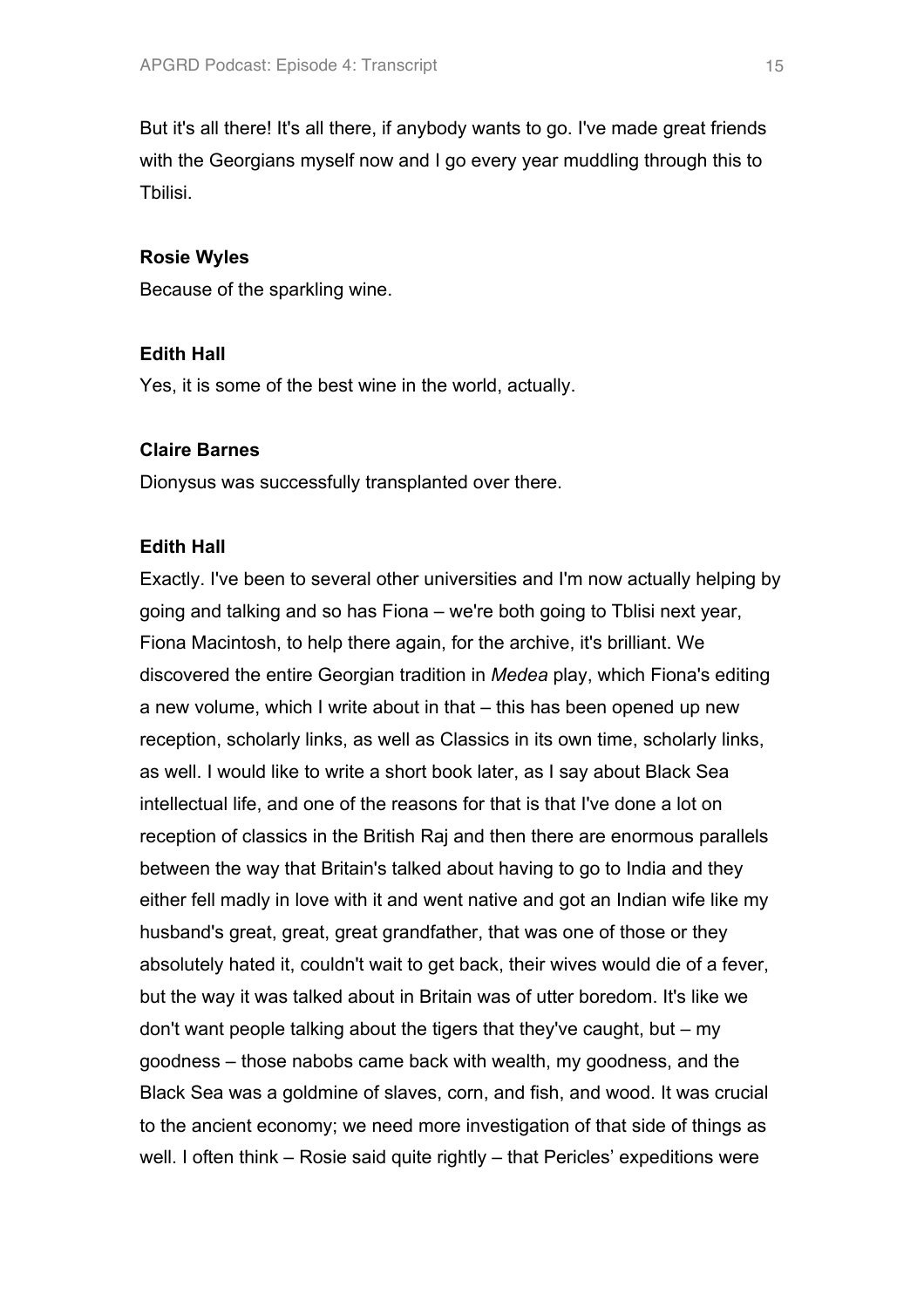But it's all there! It's all there, if anybody wants to go. I've made great friends with the Georgians myself now and I go every year muddling through this to Tbilisi.

**Rosie Wyles**

Because of the sparkling wine.

**Edith Hall**

Yes, it is some of the best wine in the world, actually.

**Claire Barnes**

Dionysus was successfully transplanted over there.

**Edith Hall**

Exactly. I've been to several other universities and I'm now actually helping by going and talking and so has Fiona – we're both going to Tblisi next year, Fiona Macintosh, to help there again, for the archive, it's brilliant. We discovered the entire Georgian tradition in *Medea* play, which Fiona's editing a new volume, which I write about in that – this has been opened up new reception, scholarly links, as well as Classics in its own time, scholarly links, as well. I would like to write a short book later, as I say about Black Sea intellectual life, and one of the reasons for that is that I've done a lot on reception of classics in the British Raj and then there are enormous parallels between the way that Britain's talked about having to go to India and they either fell madly in love with it and went native and got an Indian wife like my husband's great, great, great grandfather, that was one of those or they absolutely hated it, couldn't wait to get back, their wives would die of a fever, but the way it was talked about in Britain was of utter boredom. It's like we don't want people talking about the tigers that they've caught, but – my goodness – those nabobs came back with wealth, my goodness, and the Black Sea was a goldmine of slaves, corn, and fish, and wood. It was crucial to the ancient economy; we need more investigation of that side of things as well. I often think – Rosie said quite rightly – that Pericles' expeditions were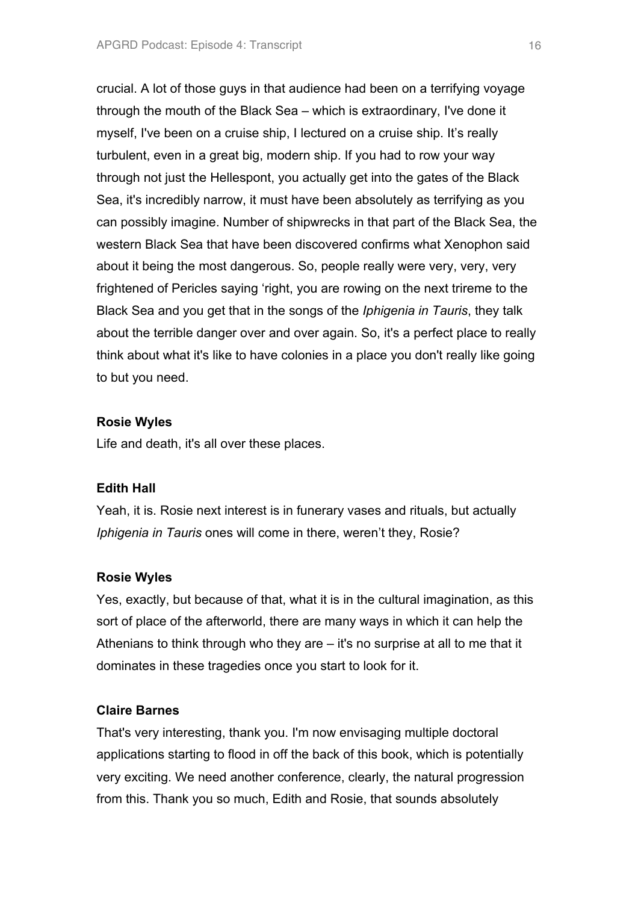crucial. A lot of those guys in that audience had been on a terrifying voyage through the mouth of the Black Sea – which is extraordinary, I've done it myself, I've been on a cruise ship, I lectured on a cruise ship. It's really turbulent, even in a great big, modern ship. If you had to row your way through not just the Hellespont, you actually get into the gates of the Black Sea, it's incredibly narrow, it must have been absolutely as terrifying as you can possibly imagine. Number of shipwrecks in that part of the Black Sea, the western Black Sea that have been discovered confirms what Xenophon said about it being the most dangerous. So, people really were very, very, very frightened of Pericles saying 'right, you are rowing on the next trireme to the Black Sea and you get that in the songs of the *Iphigenia in Tauris*, they talk about the terrible danger over and over again. So, it's a perfect place to really think about what it's like to have colonies in a place you don't really like going to but you need.

**Rosie Wyles**

Life and death, it's all over these places.

**Edith Hall**

Yeah, it is. Rosie next interest is in funerary vases and rituals, but actually *Iphigenia in Tauris* ones will come in there, weren't they, Rosie?

**Rosie Wyles**

Yes, exactly, but because of that, what it is in the cultural imagination, as this sort of place of the afterworld, there are many ways in which it can help the Athenians to think through who they are – it's no surprise at all to me that it dominates in these tragedies once you start to look for it.

**Claire Barnes**

That's very interesting, thank you. I'm now envisaging multiple doctoral applications starting to flood in off the back of this book, which is potentially very exciting. We need another conference, clearly, the natural progression from this. Thank you so much, Edith and Rosie, that sounds absolutely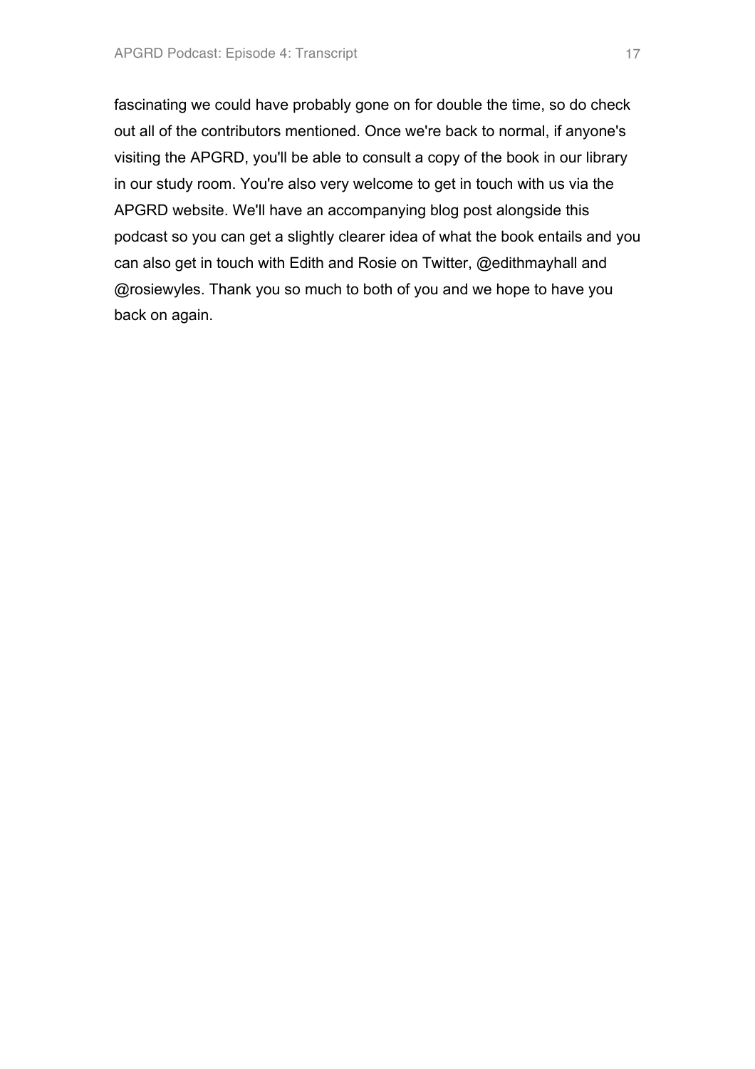fascinating we could have probably gone on for double the time, so do check out all of the contributors mentioned. Once we're back to normal, if anyone's visiting the APGRD, you'll be able to consult a copy of the book in our library in our study room. You're also very welcome to get in touch with us via the APGRD website. We'll have an accompanying blog post alongside this podcast so you can get a slightly clearer idea of what the book entails and you can also get in touch with Edith and Rosie on Twitter, @edithmayhall and @rosiewyles. Thank you so much to both of you and we hope to have you back on again.